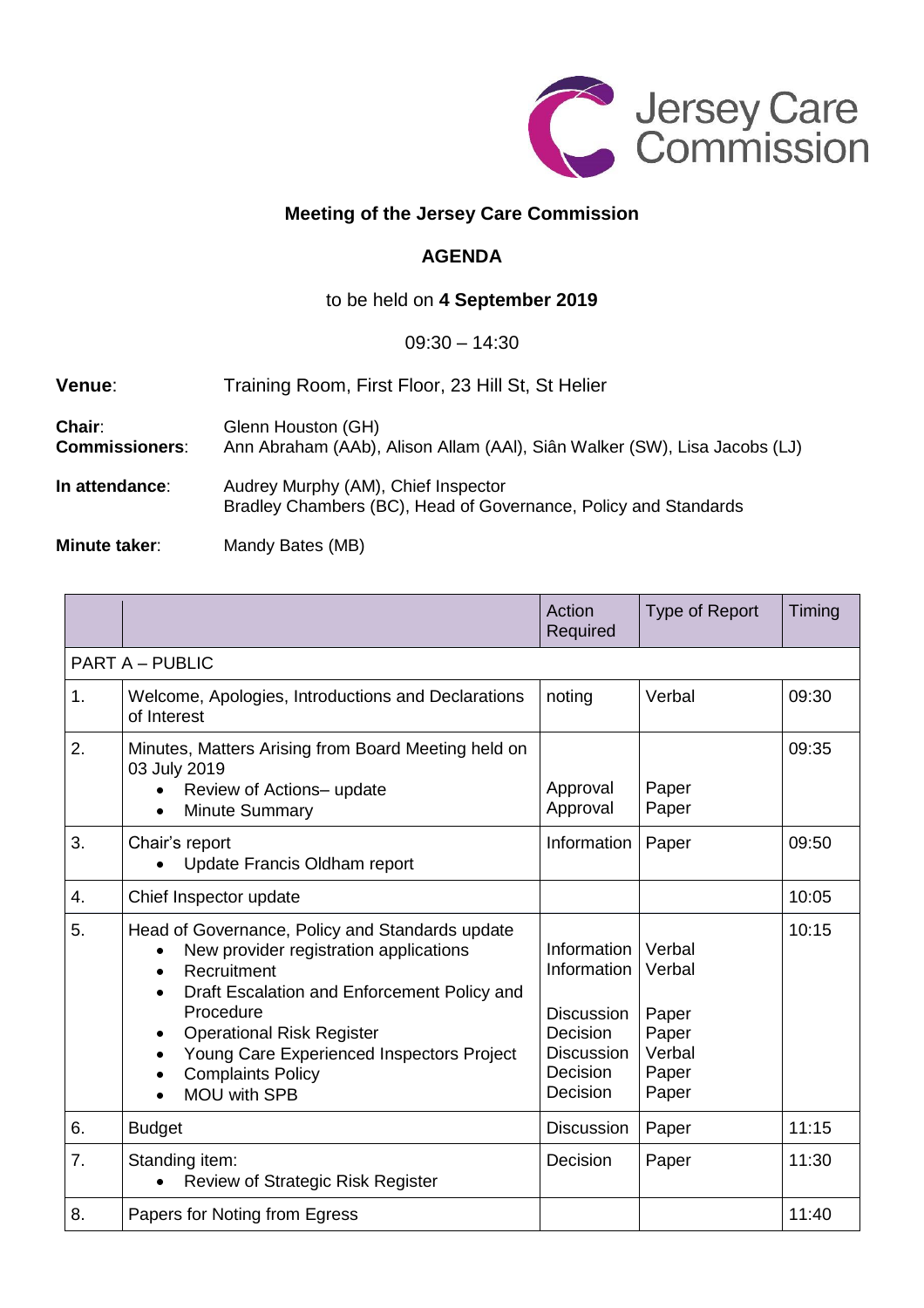Jersey Care Commission

# Meeting of the Jersey Care Commission

## AGENDA

to be held on **4 September 2019**

09:30 – 14:30

**Venue**: Training Room, First Floor, 23 Hill St, St Helier

**Chair**: Glenn Houston (GH)
**Commissioners**: Ann Abraham (AAb), Alison Allam (AAl), Siân Walker (SW), Lisa Jacobs (LJ)

**In attendance**: Audrey Murphy (AM), Chief Inspector
Bradley Chambers (BC), Head of Governance, Policy and Standards

**Minute taker**: Mandy Bates (MB)

| | | Action Required | Type of Report | Timing |
|---|---|---|---|---|
| PART A – PUBLIC | | | | |
| 1. | Welcome, Apologies, Introductions and Declarations of Interest | noting | Verbal | 09:30 |
| 2. | Minutes, Matters Arising from Board Meeting held on 03 July 2019<br>• Review of Actions– update<br>• Minute Summary | <br><br>Approval<br>Approval | <br><br>Paper<br>Paper | 09:35 |
| 3. | Chair's report<br>• Update Francis Oldham report | Information | Paper | 09:50 |
| 4. | Chief Inspector update | | | 10:05 |
| 5. | Head of Governance, Policy and Standards update<br>• New provider registration applications<br>• Recruitment<br>• Draft Escalation and Enforcement Policy and Procedure<br>• Operational Risk Register<br>• Young Care Experienced Inspectors Project<br>• Complaints Policy<br>• MOU with SPB | <br>Information<br>Information<br>Discussion<br><br>Decision<br>Discussion<br>Decision<br>Decision | <br>Verbal<br>Verbal<br>Paper<br><br>Paper<br>Verbal<br>Paper<br>Paper | 10:15 |
| 6. | Budget | Discussion | Paper | 11:15 |
| 7. | Standing item:<br>• Review of Strategic Risk Register | Decision | Paper | 11:30 |
| 8. | Papers for Noting from Egress | | | 11:40 |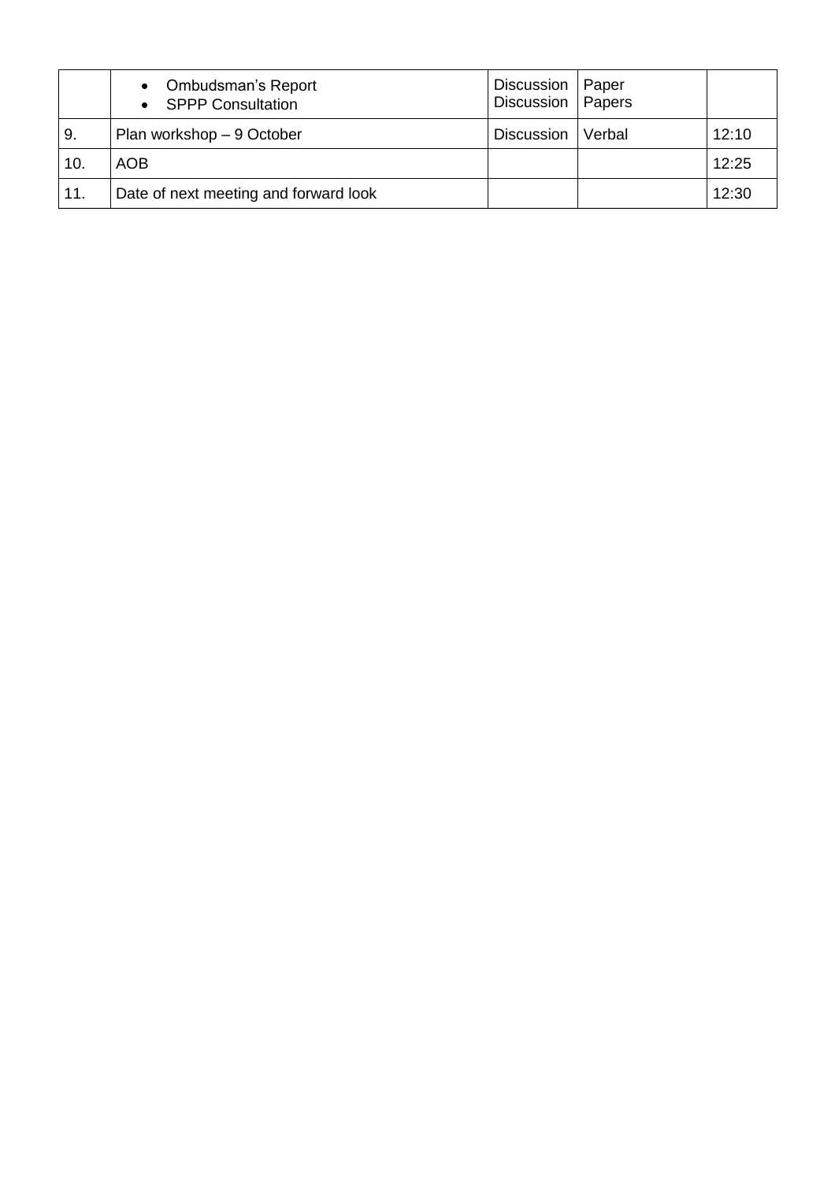| | | | | |
|---|---|---|---|---|
| | • Ombudsman's Report<br>• SPPP Consultation | Discussion<br>Discussion | Paper<br>Papers | |
| 9. | Plan workshop – 9 October | Discussion | Verbal | 12:10 |
| 10. | AOB | | | 12:25 |
| 11. | Date of next meeting and forward look | | | 12:30 |